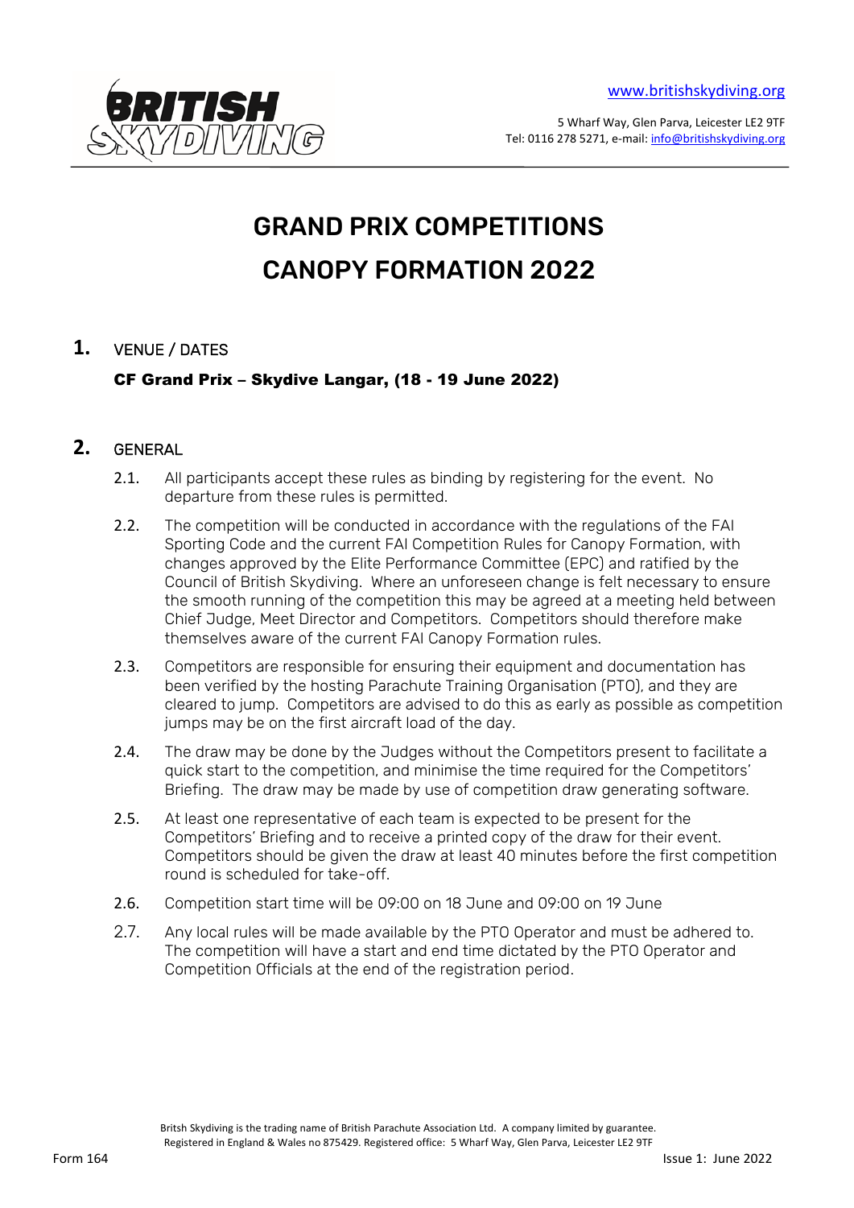www.britishskydiving.org

5 Wharf Way, Glen Parva, Leicester LE2 9TF
Tel: 0116 278 5271, e-mail: info@britishskydiving.org

# GRAND PRIX COMPETITIONS
# CANOPY FORMATION 2022

## 1. VENUE / DATES

**CF Grand Prix – Skydive Langar, (18 - 19 June 2022)**

## 2. GENERAL

2.1. All participants accept these rules as binding by registering for the event. No departure from these rules is permitted.

2.2. The competition will be conducted in accordance with the regulations of the FAI Sporting Code and the current FAI Competition Rules for Canopy Formation, with changes approved by the Elite Performance Committee (EPC) and ratified by the Council of British Skydiving. Where an unforeseen change is felt necessary to ensure the smooth running of the competition this may be agreed at a meeting held between Chief Judge, Meet Director and Competitors. Competitors should therefore make themselves aware of the current FAI Canopy Formation rules.

2.3. Competitors are responsible for ensuring their equipment and documentation has been verified by the hosting Parachute Training Organisation (PTO), and they are cleared to jump. Competitors are advised to do this as early as possible as competition jumps may be on the first aircraft load of the day.

2.4. The draw may be done by the Judges without the Competitors present to facilitate a quick start to the competition, and minimise the time required for the Competitors' Briefing. The draw may be made by use of competition draw generating software.

2.5. At least one representative of each team is expected to be present for the Competitors' Briefing and to receive a printed copy of the draw for their event. Competitors should be given the draw at least 40 minutes before the first competition round is scheduled for take-off.

2.6. Competition start time will be 09:00 on 18 June and 09:00 on 19 June

2.7. Any local rules will be made available by the PTO Operator and must be adhered to. The competition will have a start and end time dictated by the PTO Operator and Competition Officials at the end of the registration period.

Britsh Skydiving is the trading name of British Parachute Association Ltd. A company limited by guarantee.
Registered in England & Wales no 875429. Registered office: 5 Wharf Way, Glen Parva, Leicester LE2 9TF

Form 164 Issue 1: June 2022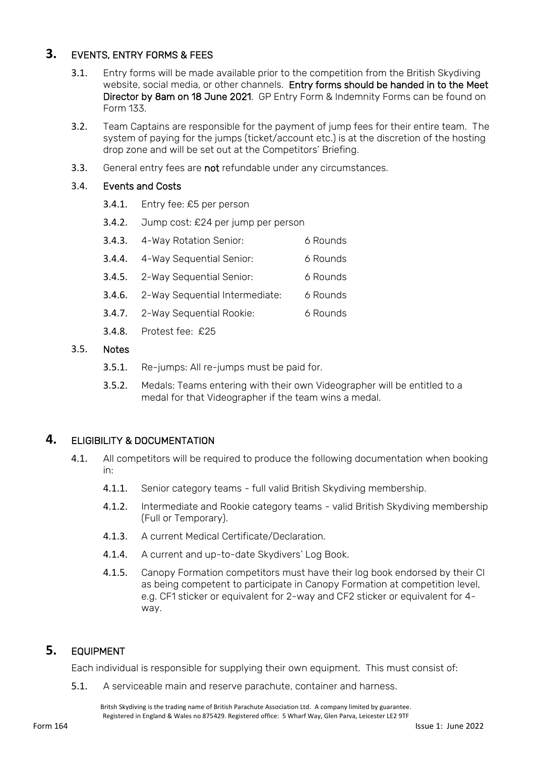## 3. EVENTS, ENTRY FORMS & FEES

3.1. Entry forms will be made available prior to the competition from the British Skydiving website, social media, or other channels. **Entry forms should be handed in to the Meet Director by 8am on 18 June 2021**. GP Entry Form & Indemnity Forms can be found on Form 133.

3.2. Team Captains are responsible for the payment of jump fees for their entire team. The system of paying for the jumps (ticket/account etc.) is at the discretion of the hosting drop zone and will be set out at the Competitors' Briefing.

3.3. General entry fees are **not** refundable under any circumstances.

3.4. **Events and Costs**

- **3.4.1.** Entry fee: £5 per person
- **3.4.2.** Jump cost: £24 per jump per person
- **3.4.3.** 4-Way Rotation Senior: 6 Rounds
- **3.4.4.** 4-Way Sequential Senior: 6 Rounds
- **3.4.5.** 2-Way Sequential Senior: 6 Rounds
- **3.4.6.** 2-Way Sequential Intermediate: 6 Rounds
- **3.4.7.** 2-Way Sequential Rookie: 6 Rounds
- **3.4.8.** Protest fee: £25

3.5. **Notes**

- **3.5.1.** Re-jumps: All re-jumps must be paid for.
- **3.5.2.** Medals: Teams entering with their own Videographer will be entitled to a medal for that Videographer if the team wins a medal.

## 4. ELIGIBILITY & DOCUMENTATION

4.1. All competitors will be required to produce the following documentation when booking in:

- **4.1.1.** Senior category teams - full valid British Skydiving membership.
- **4.1.2.** Intermediate and Rookie category teams - valid British Skydiving membership (Full or Temporary).
- **4.1.3.** A current Medical Certificate/Declaration.
- **4.1.4.** A current and up-to-date Skydivers' Log Book.
- **4.1.5.** Canopy Formation competitors must have their log book endorsed by their CI as being competent to participate in Canopy Formation at competition level, e.g. CF1 sticker or equivalent for 2-way and CF2 sticker or equivalent for 4-way.

## 5. EQUIPMENT

Each individual is responsible for supplying their own equipment. This must consist of:

5.1. A serviceable main and reserve parachute, container and harness.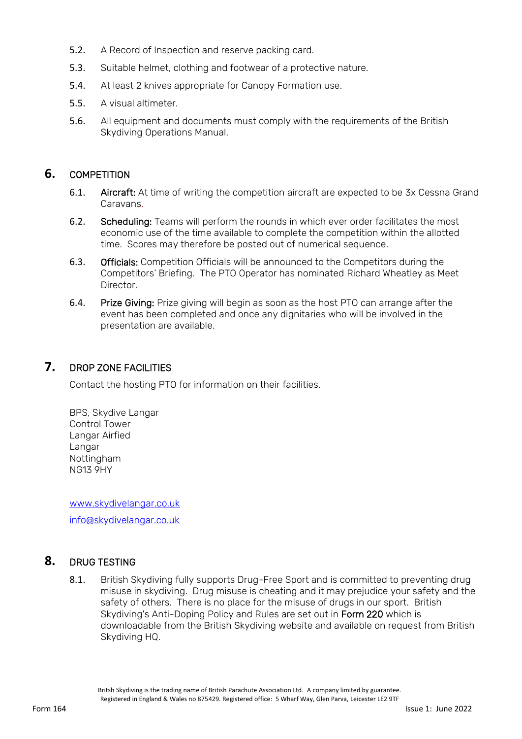5.2. A Record of Inspection and reserve packing card.

5.3. Suitable helmet, clothing and footwear of a protective nature.

5.4. At least 2 knives appropriate for Canopy Formation use.

5.5. A visual altimeter.

5.6. All equipment and documents must comply with the requirements of the British Skydiving Operations Manual.

## 6. COMPETITION

6.1. **Aircraft:** At time of writing the competition aircraft are expected to be 3x Cessna Grand Caravans.

6.2. **Scheduling:** Teams will perform the rounds in which ever order facilitates the most economic use of the time available to complete the competition within the allotted time. Scores may therefore be posted out of numerical sequence.

6.3. **Officials:** Competition Officials will be announced to the Competitors during the Competitors' Briefing. The PTO Operator has nominated Richard Wheatley as Meet Director.

6.4. **Prize Giving:** Prize giving will begin as soon as the host PTO can arrange after the event has been completed and once any dignitaries who will be involved in the presentation are available.

## 7. DROP ZONE FACILITIES

Contact the hosting PTO for information on their facilities.

BPS, Skydive Langar
Control Tower
Langar Airfied
Langar
Nottingham
NG13 9HY

www.skydivelangar.co.uk

info@skydivelangar.co.uk

## 8. DRUG TESTING

8.1. British Skydiving fully supports Drug-Free Sport and is committed to preventing drug misuse in skydiving. Drug misuse is cheating and it may prejudice your safety and the safety of others. There is no place for the misuse of drugs in our sport. British Skydiving's Anti-Doping Policy and Rules are set out in **Form 220** which is downloadable from the British Skydiving website and available on request from British Skydiving HQ.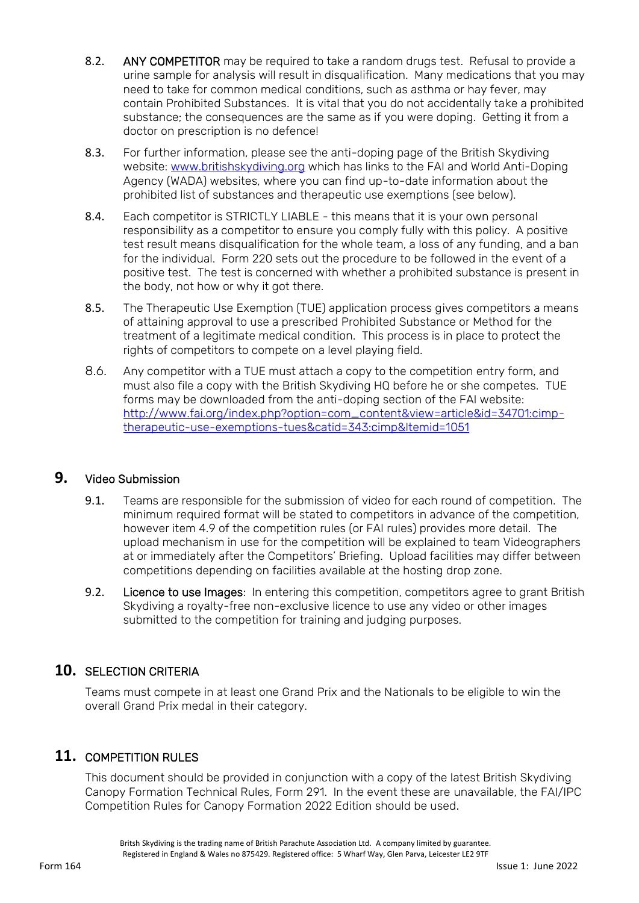8.2. **ANY COMPETITOR** may be required to take a random drugs test. Refusal to provide a urine sample for analysis will result in disqualification. Many medications that you may need to take for common medical conditions, such as asthma or hay fever, may contain Prohibited Substances. It is vital that you do not accidentally take a prohibited substance; the consequences are the same as if you were doping. Getting it from a doctor on prescription is no defence!

8.3. For further information, please see the anti-doping page of the British Skydiving website: [www.britishskydiving.org](http://www.britishskydiving.org) which has links to the FAI and World Anti-Doping Agency (WADA) websites, where you can find up-to-date information about the prohibited list of substances and therapeutic use exemptions (see below).

8.4. Each competitor is STRICTLY LIABLE - this means that it is your own personal responsibility as a competitor to ensure you comply fully with this policy. A positive test result means disqualification for the whole team, a loss of any funding, and a ban for the individual. Form 220 sets out the procedure to be followed in the event of a positive test. The test is concerned with whether a prohibited substance is present in the body, not how or why it got there.

8.5. The Therapeutic Use Exemption (TUE) application process gives competitors a means of attaining approval to use a prescribed Prohibited Substance or Method for the treatment of a legitimate medical condition. This process is in place to protect the rights of competitors to compete on a level playing field.

8.6. Any competitor with a TUE must attach a copy to the competition entry form, and must also file a copy with the British Skydiving HQ before he or she competes. TUE forms may be downloaded from the anti-doping section of the FAI website: [http://www.fai.org/index.php?option=com_content&view=article&id=34701:cimp-therapeutic-use-exemptions-tues&catid=343:cimp&Itemid=1051](http://www.fai.org/index.php?option=com_content&view=article&id=34701:cimp-therapeutic-use-exemptions-tues&catid=343:cimp&Itemid=1051)

## 9. Video Submission

9.1. Teams are responsible for the submission of video for each round of competition. The minimum required format will be stated to competitors in advance of the competition, however item 4.9 of the competition rules (or FAI rules) provides more detail. The upload mechanism in use for the competition will be explained to team Videographers at or immediately after the Competitors' Briefing. Upload facilities may differ between competitions depending on facilities available at the hosting drop zone.

9.2. **Licence to use Images**: In entering this competition, competitors agree to grant British Skydiving a royalty-free non-exclusive licence to use any video or other images submitted to the competition for training and judging purposes.

## 10. SELECTION CRITERIA

Teams must compete in at least one Grand Prix and the Nationals to be eligible to win the overall Grand Prix medal in their category.

## 11. COMPETITION RULES

This document should be provided in conjunction with a copy of the latest British Skydiving Canopy Formation Technical Rules, Form 291. In the event these are unavailable, the FAI/IPC Competition Rules for Canopy Formation 2022 Edition should be used.